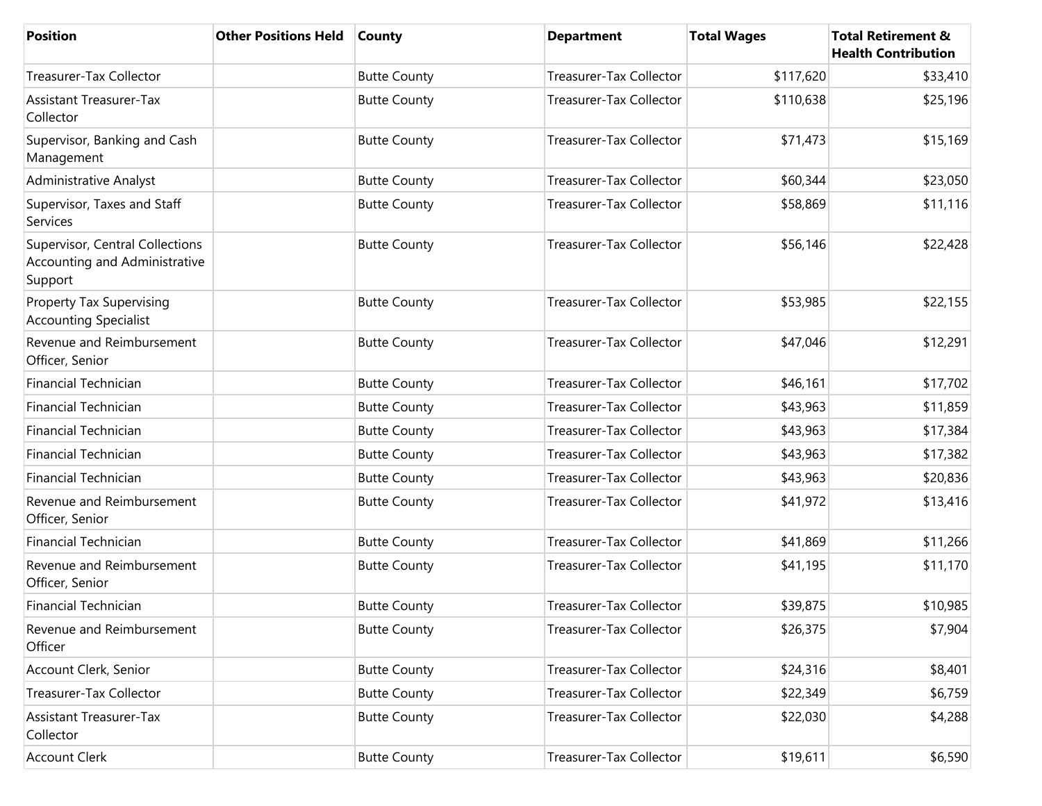| Position | Other Positions Held | County | Department | Total Wages | Total Retirement & Health Contribution |
|---|---|---|---|---|---|
| Treasurer-Tax Collector | | Butte County | Treasurer-Tax Collector | $117,620 | $33,410 |
| Assistant Treasurer-Tax Collector | | Butte County | Treasurer-Tax Collector | $110,638 | $25,196 |
| Supervisor, Banking and Cash Management | | Butte County | Treasurer-Tax Collector | $71,473 | $15,169 |
| Administrative Analyst | | Butte County | Treasurer-Tax Collector | $60,344 | $23,050 |
| Supervisor, Taxes and Staff Services | | Butte County | Treasurer-Tax Collector | $58,869 | $11,116 |
| Supervisor, Central Collections Accounting and Administrative Support | | Butte County | Treasurer-Tax Collector | $56,146 | $22,428 |
| Property Tax Supervising Accounting Specialist | | Butte County | Treasurer-Tax Collector | $53,985 | $22,155 |
| Revenue and Reimbursement Officer, Senior | | Butte County | Treasurer-Tax Collector | $47,046 | $12,291 |
| Financial Technician | | Butte County | Treasurer-Tax Collector | $46,161 | $17,702 |
| Financial Technician | | Butte County | Treasurer-Tax Collector | $43,963 | $11,859 |
| Financial Technician | | Butte County | Treasurer-Tax Collector | $43,963 | $17,384 |
| Financial Technician | | Butte County | Treasurer-Tax Collector | $43,963 | $17,382 |
| Financial Technician | | Butte County | Treasurer-Tax Collector | $43,963 | $20,836 |
| Revenue and Reimbursement Officer, Senior | | Butte County | Treasurer-Tax Collector | $41,972 | $13,416 |
| Financial Technician | | Butte County | Treasurer-Tax Collector | $41,869 | $11,266 |
| Revenue and Reimbursement Officer, Senior | | Butte County | Treasurer-Tax Collector | $41,195 | $11,170 |
| Financial Technician | | Butte County | Treasurer-Tax Collector | $39,875 | $10,985 |
| Revenue and Reimbursement Officer | | Butte County | Treasurer-Tax Collector | $26,375 | $7,904 |
| Account Clerk, Senior | | Butte County | Treasurer-Tax Collector | $24,316 | $8,401 |
| Treasurer-Tax Collector | | Butte County | Treasurer-Tax Collector | $22,349 | $6,759 |
| Assistant Treasurer-Tax Collector | | Butte County | Treasurer-Tax Collector | $22,030 | $4,288 |
| Account Clerk | | Butte County | Treasurer-Tax Collector | $19,611 | $6,590 |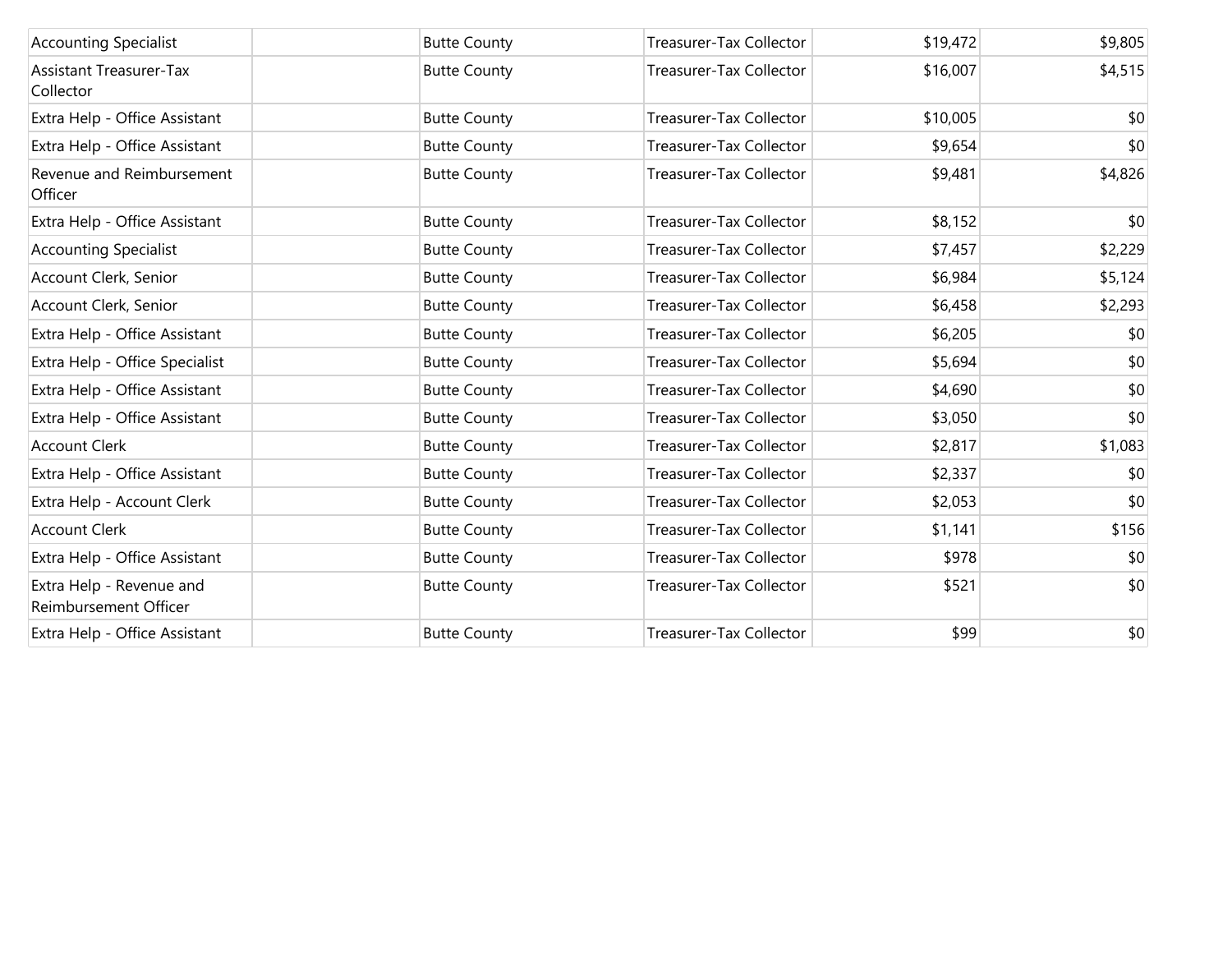| | | | | | |
|---|---|---|---|---|---|
| Accounting Specialist | | Butte County | Treasurer-Tax Collector | $19,472 | $9,805 |
| Assistant Treasurer-Tax Collector | | Butte County | Treasurer-Tax Collector | $16,007 | $4,515 |
| Extra Help - Office Assistant | | Butte County | Treasurer-Tax Collector | $10,005 | $0 |
| Extra Help - Office Assistant | | Butte County | Treasurer-Tax Collector | $9,654 | $0 |
| Revenue and Reimbursement Officer | | Butte County | Treasurer-Tax Collector | $9,481 | $4,826 |
| Extra Help - Office Assistant | | Butte County | Treasurer-Tax Collector | $8,152 | $0 |
| Accounting Specialist | | Butte County | Treasurer-Tax Collector | $7,457 | $2,229 |
| Account Clerk, Senior | | Butte County | Treasurer-Tax Collector | $6,984 | $5,124 |
| Account Clerk, Senior | | Butte County | Treasurer-Tax Collector | $6,458 | $2,293 |
| Extra Help - Office Assistant | | Butte County | Treasurer-Tax Collector | $6,205 | $0 |
| Extra Help - Office Specialist | | Butte County | Treasurer-Tax Collector | $5,694 | $0 |
| Extra Help - Office Assistant | | Butte County | Treasurer-Tax Collector | $4,690 | $0 |
| Extra Help - Office Assistant | | Butte County | Treasurer-Tax Collector | $3,050 | $0 |
| Account Clerk | | Butte County | Treasurer-Tax Collector | $2,817 | $1,083 |
| Extra Help - Office Assistant | | Butte County | Treasurer-Tax Collector | $2,337 | $0 |
| Extra Help - Account Clerk | | Butte County | Treasurer-Tax Collector | $2,053 | $0 |
| Account Clerk | | Butte County | Treasurer-Tax Collector | $1,141 | $156 |
| Extra Help - Office Assistant | | Butte County | Treasurer-Tax Collector | $978 | $0 |
| Extra Help - Revenue and Reimbursement Officer | | Butte County | Treasurer-Tax Collector | $521 | $0 |
| Extra Help - Office Assistant | | Butte County | Treasurer-Tax Collector | $99 | $0 |